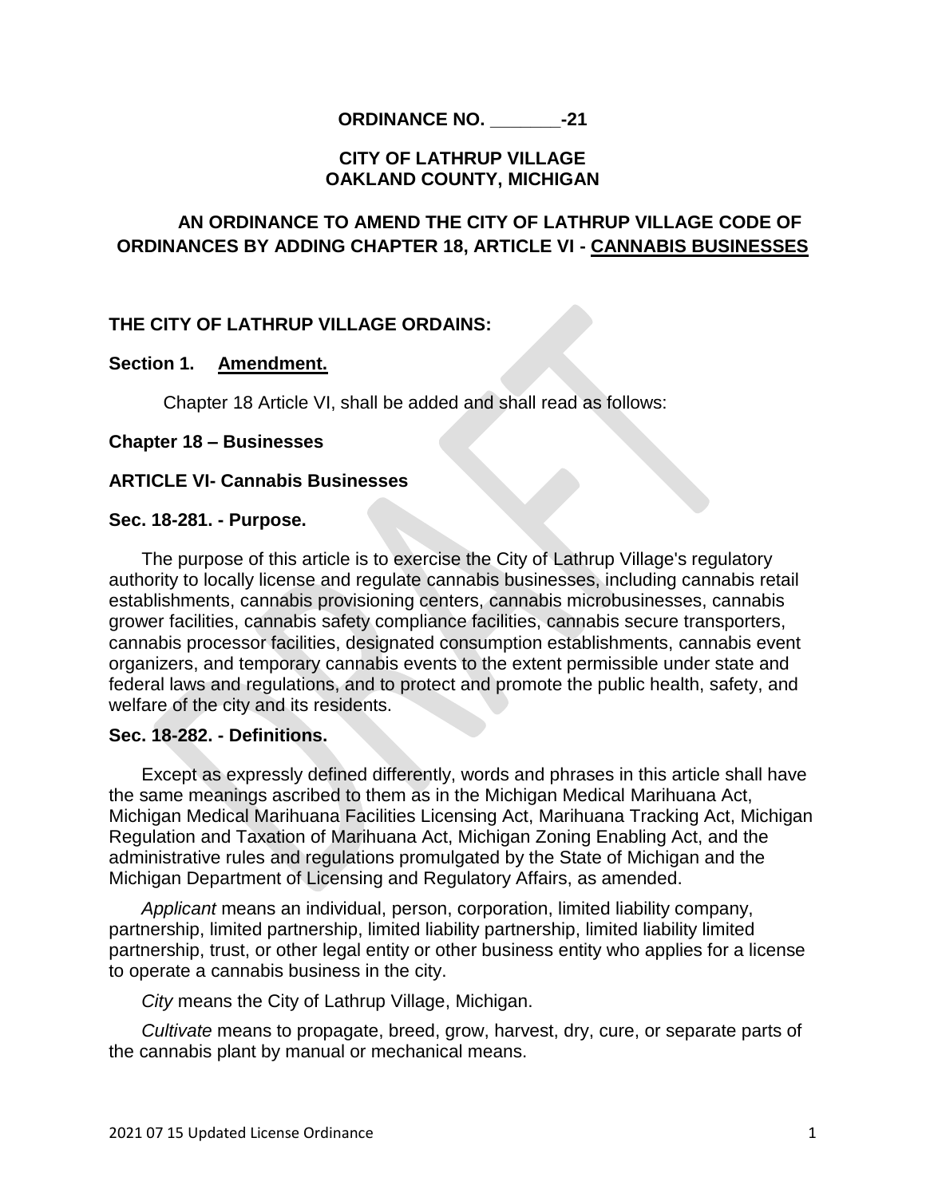**ORDINANCE NO. _______-21**

**CITY OF LATHRUP VILLAGE**
**OAKLAND COUNTY, MICHIGAN**

**AN ORDINANCE TO AMEND THE CITY OF LATHRUP VILLAGE CODE OF ORDINANCES BY ADDING CHAPTER 18, ARTICLE VI - CANNABIS BUSINESSES**

**THE CITY OF LATHRUP VILLAGE ORDAINS:**

**Section 1. Amendment.**

Chapter 18 Article VI, shall be added and shall read as follows:

**Chapter 18 – Businesses**

**ARTICLE VI- Cannabis Businesses**

**Sec. 18-281. - Purpose.**

The purpose of this article is to exercise the City of Lathrup Village's regulatory authority to locally license and regulate cannabis businesses, including cannabis retail establishments, cannabis provisioning centers, cannabis microbusinesses, cannabis grower facilities, cannabis safety compliance facilities, cannabis secure transporters, cannabis processor facilities, designated consumption establishments, cannabis event organizers, and temporary cannabis events to the extent permissible under state and federal laws and regulations, and to protect and promote the public health, safety, and welfare of the city and its residents.

**Sec. 18-282. - Definitions.**

Except as expressly defined differently, words and phrases in this article shall have the same meanings ascribed to them as in the Michigan Medical Marihuana Act, Michigan Medical Marihuana Facilities Licensing Act, Marihuana Tracking Act, Michigan Regulation and Taxation of Marihuana Act, Michigan Zoning Enabling Act, and the administrative rules and regulations promulgated by the State of Michigan and the Michigan Department of Licensing and Regulatory Affairs, as amended.

*Applicant* means an individual, person, corporation, limited liability company, partnership, limited partnership, limited liability partnership, limited liability limited partnership, trust, or other legal entity or other business entity who applies for a license to operate a cannabis business in the city.

*City* means the City of Lathrup Village, Michigan.

*Cultivate* means to propagate, breed, grow, harvest, dry, cure, or separate parts of the cannabis plant by manual or mechanical means.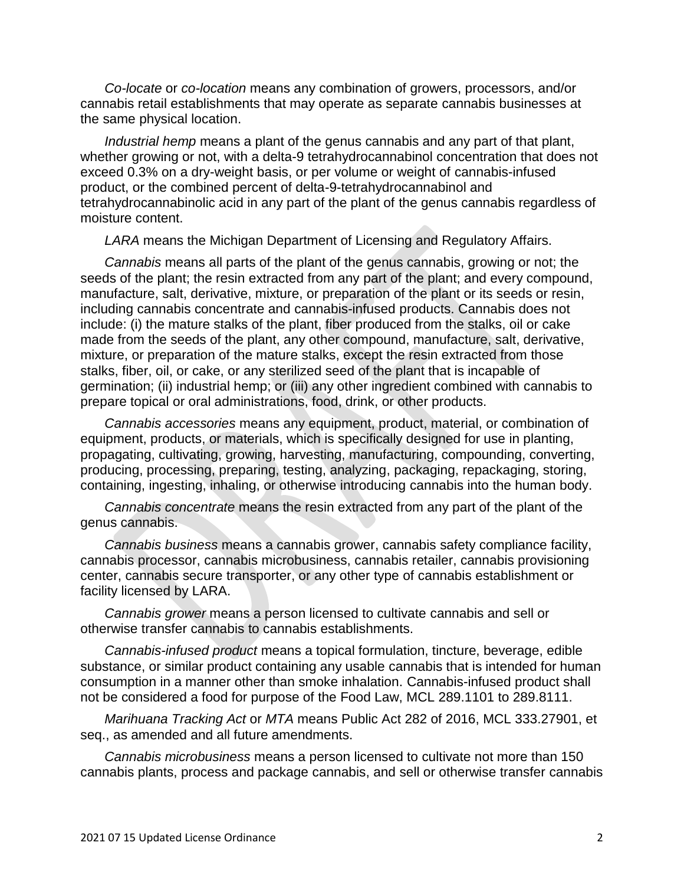*Co-locate* or *co-location* means any combination of growers, processors, and/or cannabis retail establishments that may operate as separate cannabis businesses at the same physical location.

*Industrial hemp* means a plant of the genus cannabis and any part of that plant, whether growing or not, with a delta-9 tetrahydrocannabinol concentration that does not exceed 0.3% on a dry-weight basis, or per volume or weight of cannabis-infused product, or the combined percent of delta-9-tetrahydrocannabinol and tetrahydrocannabinolic acid in any part of the plant of the genus cannabis regardless of moisture content.

*LARA* means the Michigan Department of Licensing and Regulatory Affairs.

*Cannabis* means all parts of the plant of the genus cannabis, growing or not; the seeds of the plant; the resin extracted from any part of the plant; and every compound, manufacture, salt, derivative, mixture, or preparation of the plant or its seeds or resin, including cannabis concentrate and cannabis-infused products. Cannabis does not include: (i) the mature stalks of the plant, fiber produced from the stalks, oil or cake made from the seeds of the plant, any other compound, manufacture, salt, derivative, mixture, or preparation of the mature stalks, except the resin extracted from those stalks, fiber, oil, or cake, or any sterilized seed of the plant that is incapable of germination; (ii) industrial hemp; or (iii) any other ingredient combined with cannabis to prepare topical or oral administrations, food, drink, or other products.

*Cannabis accessories* means any equipment, product, material, or combination of equipment, products, or materials, which is specifically designed for use in planting, propagating, cultivating, growing, harvesting, manufacturing, compounding, converting, producing, processing, preparing, testing, analyzing, packaging, repackaging, storing, containing, ingesting, inhaling, or otherwise introducing cannabis into the human body.

*Cannabis concentrate* means the resin extracted from any part of the plant of the genus cannabis.

*Cannabis business* means a cannabis grower, cannabis safety compliance facility, cannabis processor, cannabis microbusiness, cannabis retailer, cannabis provisioning center, cannabis secure transporter, or any other type of cannabis establishment or facility licensed by LARA.

*Cannabis grower* means a person licensed to cultivate cannabis and sell or otherwise transfer cannabis to cannabis establishments.

*Cannabis-infused product* means a topical formulation, tincture, beverage, edible substance, or similar product containing any usable cannabis that is intended for human consumption in a manner other than smoke inhalation. Cannabis-infused product shall not be considered a food for purpose of the Food Law, MCL 289.1101 to 289.8111.

*Marihuana Tracking Act* or *MTA* means Public Act 282 of 2016, MCL 333.27901, et seq., as amended and all future amendments.

*Cannabis microbusiness* means a person licensed to cultivate not more than 150 cannabis plants, process and package cannabis, and sell or otherwise transfer cannabis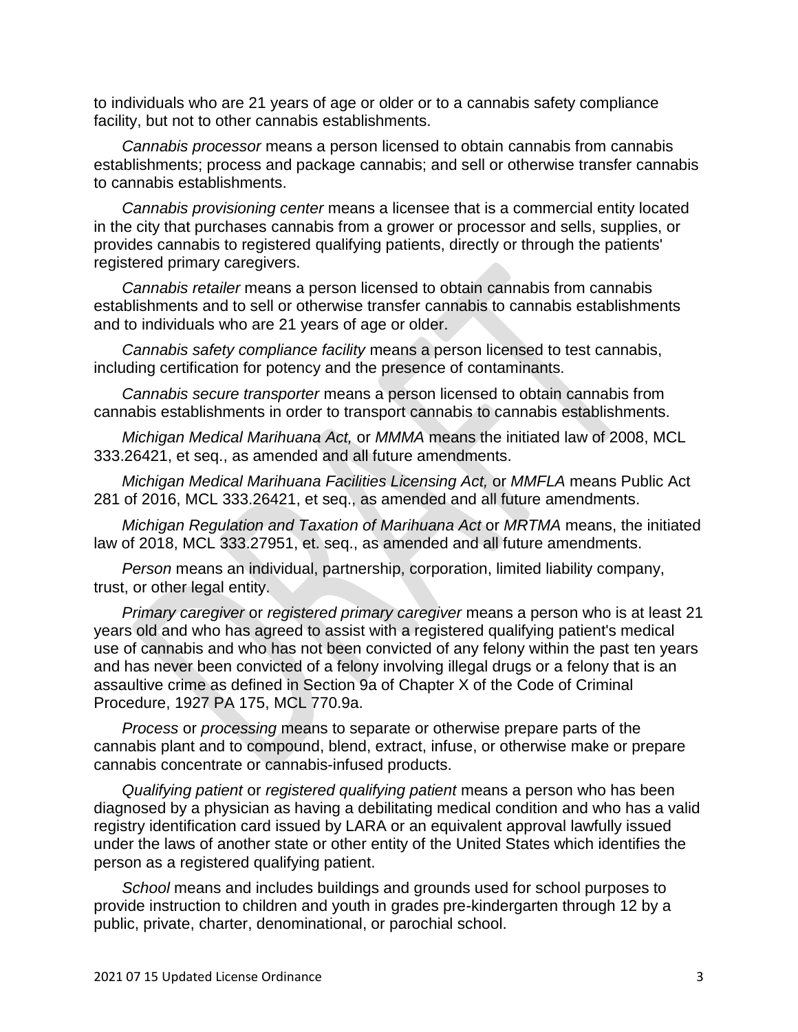to individuals who are 21 years of age or older or to a cannabis safety compliance facility, but not to other cannabis establishments.

*Cannabis processor* means a person licensed to obtain cannabis from cannabis establishments; process and package cannabis; and sell or otherwise transfer cannabis to cannabis establishments.

*Cannabis provisioning center* means a licensee that is a commercial entity located in the city that purchases cannabis from a grower or processor and sells, supplies, or provides cannabis to registered qualifying patients, directly or through the patients' registered primary caregivers.

*Cannabis retailer* means a person licensed to obtain cannabis from cannabis establishments and to sell or otherwise transfer cannabis to cannabis establishments and to individuals who are 21 years of age or older.

*Cannabis safety compliance facility* means a person licensed to test cannabis, including certification for potency and the presence of contaminants.

*Cannabis secure transporter* means a person licensed to obtain cannabis from cannabis establishments in order to transport cannabis to cannabis establishments.

*Michigan Medical Marihuana Act,* or *MMMA* means the initiated law of 2008, MCL 333.26421, et seq., as amended and all future amendments.

*Michigan Medical Marihuana Facilities Licensing Act,* or *MMFLA* means Public Act 281 of 2016, MCL 333.26421, et seq., as amended and all future amendments.

*Michigan Regulation and Taxation of Marihuana Act* or *MRTMA* means, the initiated law of 2018, MCL 333.27951, et. seq., as amended and all future amendments.

*Person* means an individual, partnership, corporation, limited liability company, trust, or other legal entity.

*Primary caregiver* or *registered primary caregiver* means a person who is at least 21 years old and who has agreed to assist with a registered qualifying patient's medical use of cannabis and who has not been convicted of any felony within the past ten years and has never been convicted of a felony involving illegal drugs or a felony that is an assaultive crime as defined in Section 9a of Chapter X of the Code of Criminal Procedure, 1927 PA 175, MCL 770.9a.

*Process* or *processing* means to separate or otherwise prepare parts of the cannabis plant and to compound, blend, extract, infuse, or otherwise make or prepare cannabis concentrate or cannabis-infused products.

*Qualifying patient* or *registered qualifying patient* means a person who has been diagnosed by a physician as having a debilitating medical condition and who has a valid registry identification card issued by LARA or an equivalent approval lawfully issued under the laws of another state or other entity of the United States which identifies the person as a registered qualifying patient.

*School* means and includes buildings and grounds used for school purposes to provide instruction to children and youth in grades pre-kindergarten through 12 by a public, private, charter, denominational, or parochial school.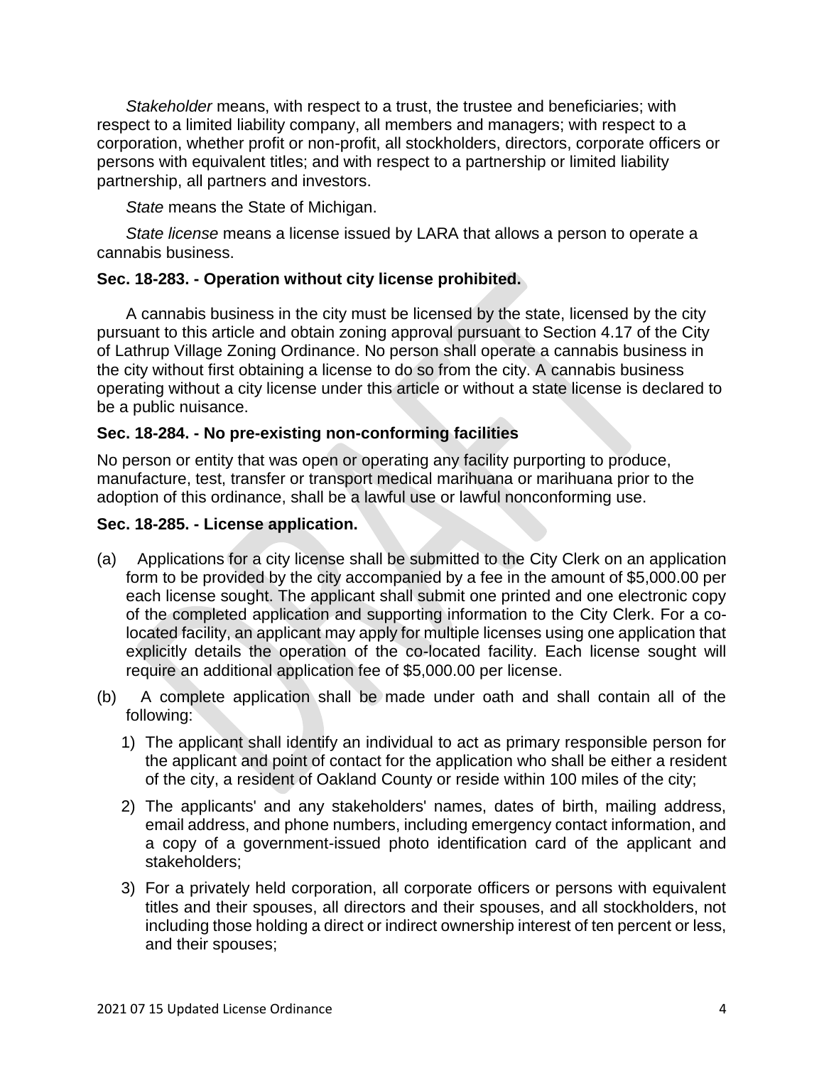*Stakeholder* means, with respect to a trust, the trustee and beneficiaries; with respect to a limited liability company, all members and managers; with respect to a corporation, whether profit or non-profit, all stockholders, directors, corporate officers or persons with equivalent titles; and with respect to a partnership or limited liability partnership, all partners and investors.

*State* means the State of Michigan.

*State license* means a license issued by LARA that allows a person to operate a cannabis business.

**Sec. 18-283. - Operation without city license prohibited.**

A cannabis business in the city must be licensed by the state, licensed by the city pursuant to this article and obtain zoning approval pursuant to Section 4.17 of the City of Lathrup Village Zoning Ordinance. No person shall operate a cannabis business in the city without first obtaining a license to do so from the city. A cannabis business operating without a city license under this article or without a state license is declared to be a public nuisance.

**Sec. 18-284. - No pre-existing non-conforming facilities**

No person or entity that was open or operating any facility purporting to produce, manufacture, test, transfer or transport medical marihuana or marihuana prior to the adoption of this ordinance, shall be a lawful use or lawful nonconforming use.

**Sec. 18-285. - License application.**

(a) Applications for a city license shall be submitted to the City Clerk on an application form to be provided by the city accompanied by a fee in the amount of $5,000.00 per each license sought. The applicant shall submit one printed and one electronic copy of the completed application and supporting information to the City Clerk. For a co-located facility, an applicant may apply for multiple licenses using one application that explicitly details the operation of the co-located facility. Each license sought will require an additional application fee of $5,000.00 per license.

(b) A complete application shall be made under oath and shall contain all of the following:

1) The applicant shall identify an individual to act as primary responsible person for the applicant and point of contact for the application who shall be either a resident of the city, a resident of Oakland County or reside within 100 miles of the city;

2) The applicants' and any stakeholders' names, dates of birth, mailing address, email address, and phone numbers, including emergency contact information, and a copy of a government-issued photo identification card of the applicant and stakeholders;

3) For a privately held corporation, all corporate officers or persons with equivalent titles and their spouses, all directors and their spouses, and all stockholders, not including those holding a direct or indirect ownership interest of ten percent or less, and their spouses;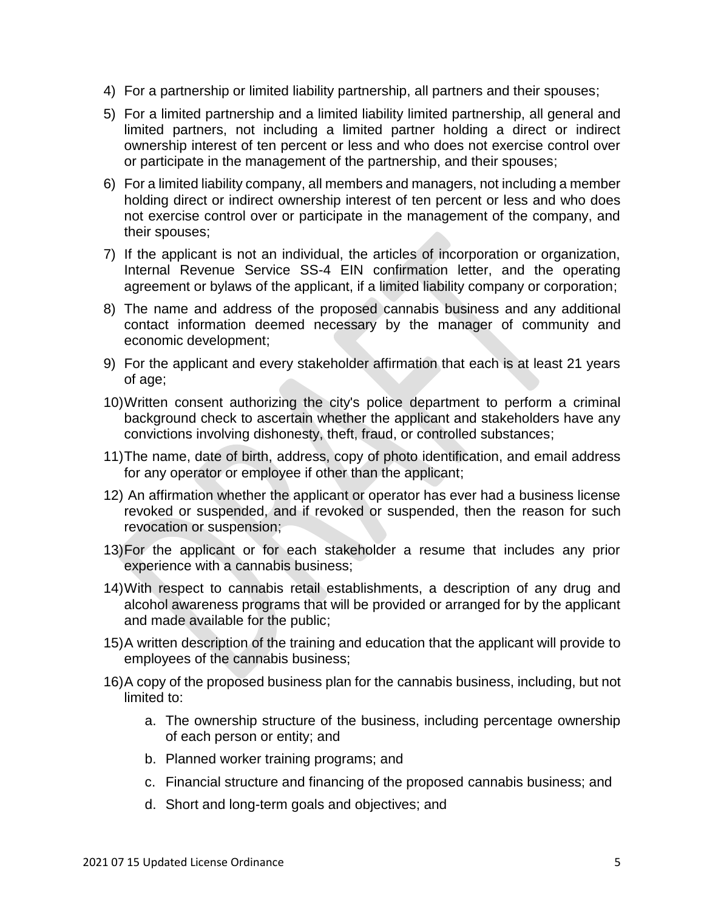4) For a partnership or limited liability partnership, all partners and their spouses;

5) For a limited partnership and a limited liability limited partnership, all general and limited partners, not including a limited partner holding a direct or indirect ownership interest of ten percent or less and who does not exercise control over or participate in the management of the partnership, and their spouses;

6) For a limited liability company, all members and managers, not including a member holding direct or indirect ownership interest of ten percent or less and who does not exercise control over or participate in the management of the company, and their spouses;

7) If the applicant is not an individual, the articles of incorporation or organization, Internal Revenue Service SS-4 EIN confirmation letter, and the operating agreement or bylaws of the applicant, if a limited liability company or corporation;

8) The name and address of the proposed cannabis business and any additional contact information deemed necessary by the manager of community and economic development;

9) For the applicant and every stakeholder affirmation that each is at least 21 years of age;

10) Written consent authorizing the city's police department to perform a criminal background check to ascertain whether the applicant and stakeholders have any convictions involving dishonesty, theft, fraud, or controlled substances;

11) The name, date of birth, address, copy of photo identification, and email address for any operator or employee if other than the applicant;

12) An affirmation whether the applicant or operator has ever had a business license revoked or suspended, and if revoked or suspended, then the reason for such revocation or suspension;

13) For the applicant or for each stakeholder a resume that includes any prior experience with a cannabis business;

14) With respect to cannabis retail establishments, a description of any drug and alcohol awareness programs that will be provided or arranged for by the applicant and made available for the public;

15) A written description of the training and education that the applicant will provide to employees of the cannabis business;

16) A copy of the proposed business plan for the cannabis business, including, but not limited to:

    a. The ownership structure of the business, including percentage ownership of each person or entity; and

    b. Planned worker training programs; and

    c. Financial structure and financing of the proposed cannabis business; and

    d. Short and long-term goals and objectives; and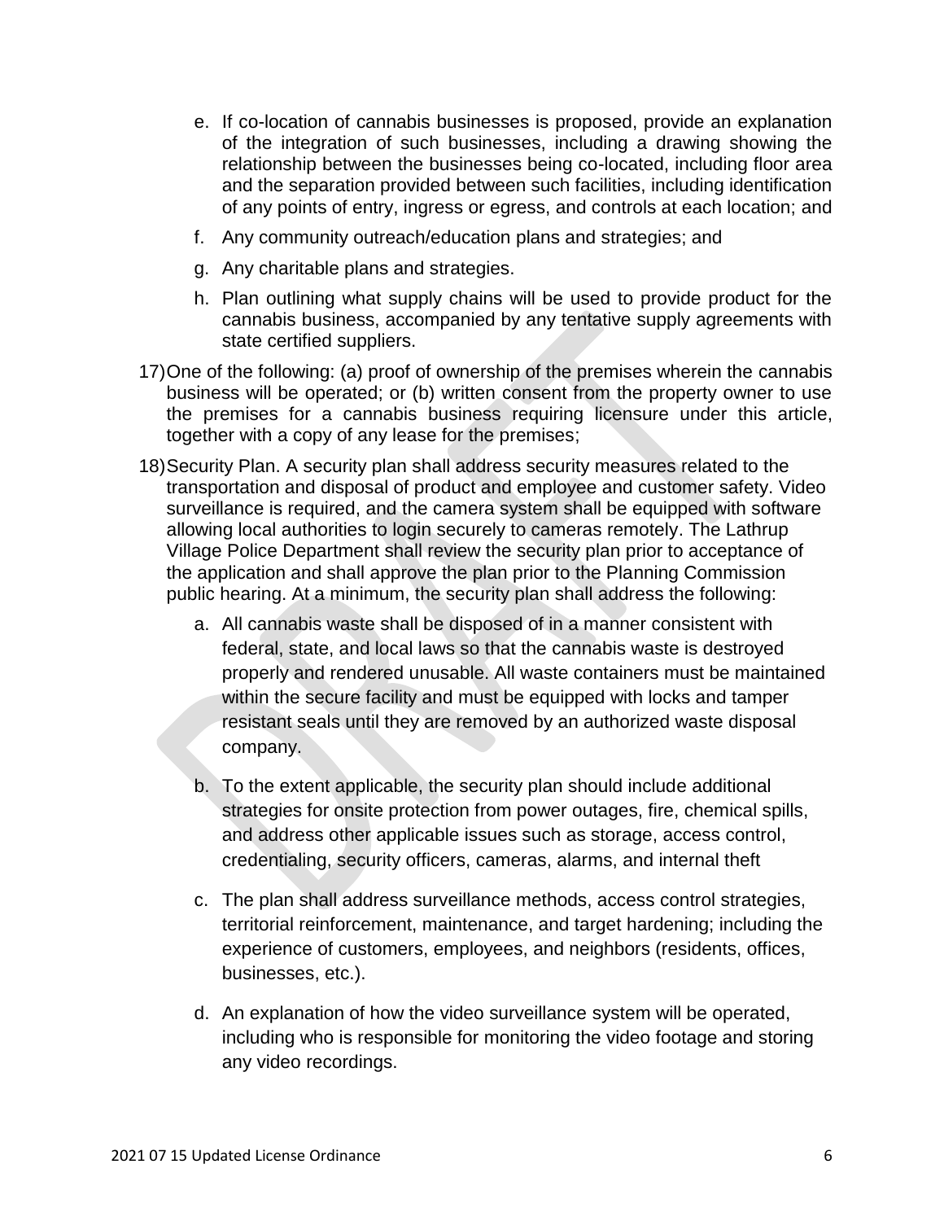e. If co-location of cannabis businesses is proposed, provide an explanation of the integration of such businesses, including a drawing showing the relationship between the businesses being co-located, including floor area and the separation provided between such facilities, including identification of any points of entry, ingress or egress, and controls at each location; and

   f. Any community outreach/education plans and strategies; and

   g. Any charitable plans and strategies.

   h. Plan outlining what supply chains will be used to provide product for the cannabis business, accompanied by any tentative supply agreements with state certified suppliers.

17) One of the following: (a) proof of ownership of the premises wherein the cannabis business will be operated; or (b) written consent from the property owner to use the premises for a cannabis business requiring licensure under this article, together with a copy of any lease for the premises;

18) Security Plan. A security plan shall address security measures related to the transportation and disposal of product and employee and customer safety. Video surveillance is required, and the camera system shall be equipped with software allowing local authorities to login securely to cameras remotely. The Lathrup Village Police Department shall review the security plan prior to acceptance of the application and shall approve the plan prior to the Planning Commission public hearing. At a minimum, the security plan shall address the following:

   a. All cannabis waste shall be disposed of in a manner consistent with federal, state, and local laws so that the cannabis waste is destroyed properly and rendered unusable. All waste containers must be maintained within the secure facility and must be equipped with locks and tamper resistant seals until they are removed by an authorized waste disposal company.

   b. To the extent applicable, the security plan should include additional strategies for onsite protection from power outages, fire, chemical spills, and address other applicable issues such as storage, access control, credentialing, security officers, cameras, alarms, and internal theft

   c. The plan shall address surveillance methods, access control strategies, territorial reinforcement, maintenance, and target hardening; including the experience of customers, employees, and neighbors (residents, offices, businesses, etc.).

   d. An explanation of how the video surveillance system will be operated, including who is responsible for monitoring the video footage and storing any video recordings.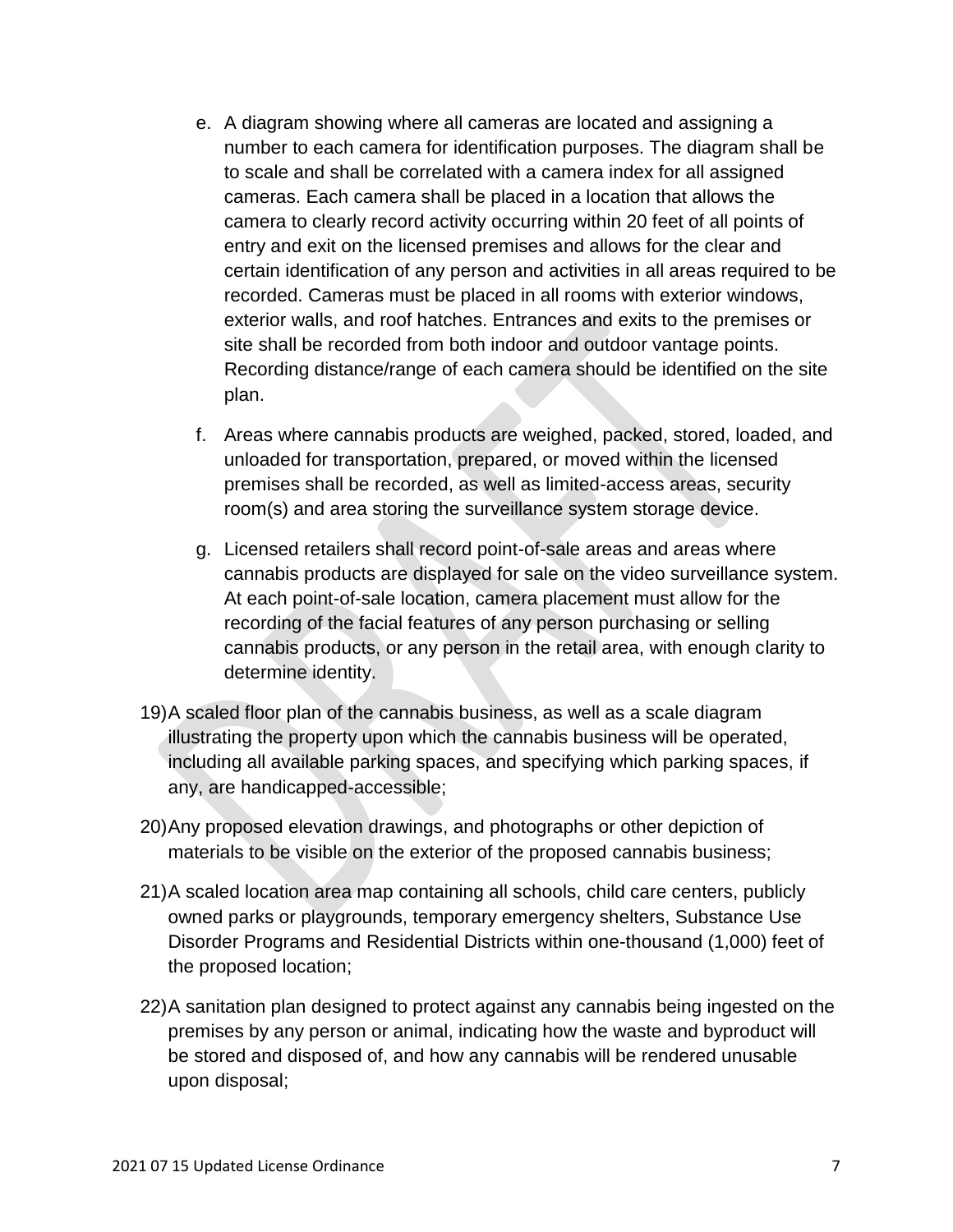e. A diagram showing where all cameras are located and assigning a number to each camera for identification purposes. The diagram shall be to scale and shall be correlated with a camera index for all assigned cameras. Each camera shall be placed in a location that allows the camera to clearly record activity occurring within 20 feet of all points of entry and exit on the licensed premises and allows for the clear and certain identification of any person and activities in all areas required to be recorded. Cameras must be placed in all rooms with exterior windows, exterior walls, and roof hatches. Entrances and exits to the premises or site shall be recorded from both indoor and outdoor vantage points. Recording distance/range of each camera should be identified on the site plan.

f. Areas where cannabis products are weighed, packed, stored, loaded, and unloaded for transportation, prepared, or moved within the licensed premises shall be recorded, as well as limited-access areas, security room(s) and area storing the surveillance system storage device.

g. Licensed retailers shall record point-of-sale areas and areas where cannabis products are displayed for sale on the video surveillance system. At each point-of-sale location, camera placement must allow for the recording of the facial features of any person purchasing or selling cannabis products, or any person in the retail area, with enough clarity to determine identity.

19) A scaled floor plan of the cannabis business, as well as a scale diagram illustrating the property upon which the cannabis business will be operated, including all available parking spaces, and specifying which parking spaces, if any, are handicapped-accessible;

20) Any proposed elevation drawings, and photographs or other depiction of materials to be visible on the exterior of the proposed cannabis business;

21) A scaled location area map containing all schools, child care centers, publicly owned parks or playgrounds, temporary emergency shelters, Substance Use Disorder Programs and Residential Districts within one-thousand (1,000) feet of the proposed location;

22) A sanitation plan designed to protect against any cannabis being ingested on the premises by any person or animal, indicating how the waste and byproduct will be stored and disposed of, and how any cannabis will be rendered unusable upon disposal;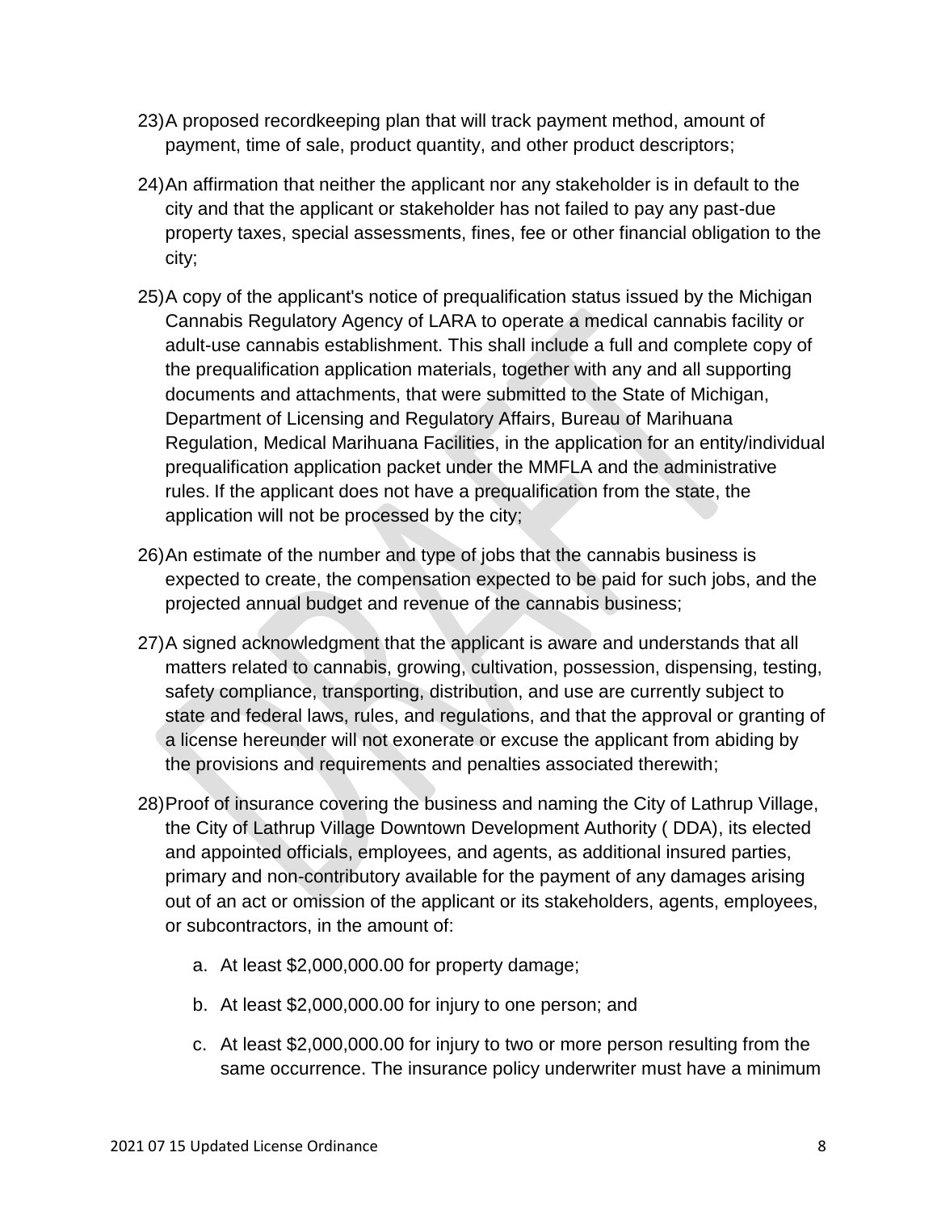23) A proposed recordkeeping plan that will track payment method, amount of payment, time of sale, product quantity, and other product descriptors;

24) An affirmation that neither the applicant nor any stakeholder is in default to the city and that the applicant or stakeholder has not failed to pay any past-due property taxes, special assessments, fines, fee or other financial obligation to the city;

25) A copy of the applicant's notice of prequalification status issued by the Michigan Cannabis Regulatory Agency of LARA to operate a medical cannabis facility or adult-use cannabis establishment. This shall include a full and complete copy of the prequalification application materials, together with any and all supporting documents and attachments, that were submitted to the State of Michigan, Department of Licensing and Regulatory Affairs, Bureau of Marihuana Regulation, Medical Marihuana Facilities, in the application for an entity/individual prequalification application packet under the MMFLA and the administrative rules. If the applicant does not have a prequalification from the state, the application will not be processed by the city;

26) An estimate of the number and type of jobs that the cannabis business is expected to create, the compensation expected to be paid for such jobs, and the projected annual budget and revenue of the cannabis business;

27) A signed acknowledgment that the applicant is aware and understands that all matters related to cannabis, growing, cultivation, possession, dispensing, testing, safety compliance, transporting, distribution, and use are currently subject to state and federal laws, rules, and regulations, and that the approval or granting of a license hereunder will not exonerate or excuse the applicant from abiding by the provisions and requirements and penalties associated therewith;

28) Proof of insurance covering the business and naming the City of Lathrup Village, the City of Lathrup Village Downtown Development Authority ( DDA), its elected and appointed officials, employees, and agents, as additional insured parties, primary and non-contributory available for the payment of any damages arising out of an act or omission of the applicant or its stakeholders, agents, employees, or subcontractors, in the amount of:

    a. At least $2,000,000.00 for property damage;

    b. At least $2,000,000.00 for injury to one person; and

    c. At least $2,000,000.00 for injury to two or more person resulting from the same occurrence. The insurance policy underwriter must have a minimum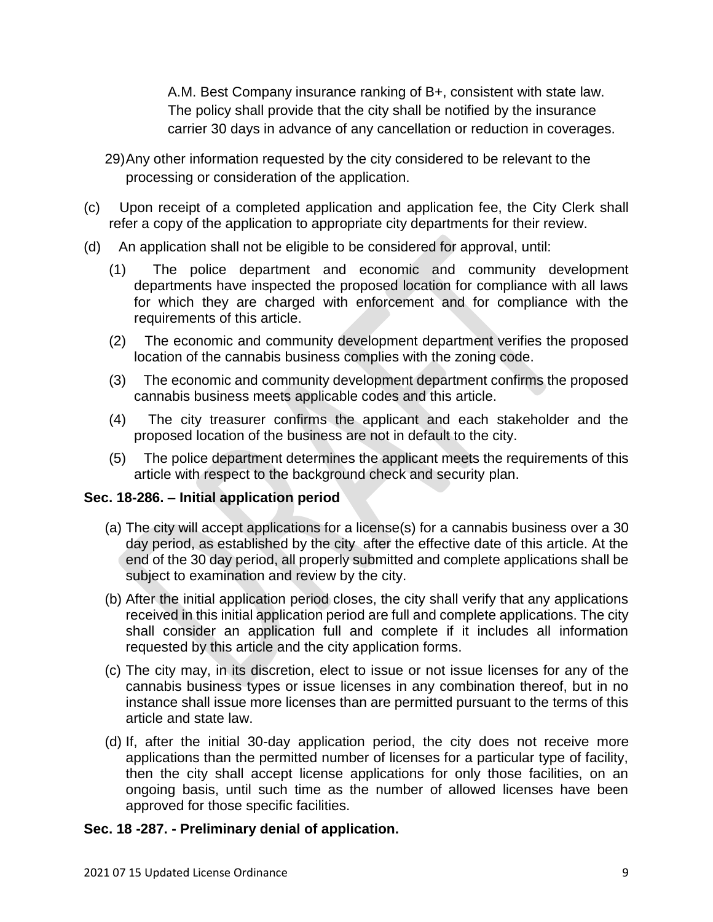A.M. Best Company insurance ranking of B+, consistent with state law. The policy shall provide that the city shall be notified by the insurance carrier 30 days in advance of any cancellation or reduction in coverages.

29) Any other information requested by the city considered to be relevant to the processing or consideration of the application.

(c) Upon receipt of a completed application and application fee, the City Clerk shall refer a copy of the application to appropriate city departments for their review.

(d) An application shall not be eligible to be considered for approval, until:

(1) The police department and economic and community development departments have inspected the proposed location for compliance with all laws for which they are charged with enforcement and for compliance with the requirements of this article.

(2) The economic and community development department verifies the proposed location of the cannabis business complies with the zoning code.

(3) The economic and community development department confirms the proposed cannabis business meets applicable codes and this article.

(4) The city treasurer confirms the applicant and each stakeholder and the proposed location of the business are not in default to the city.

(5) The police department determines the applicant meets the requirements of this article with respect to the background check and security plan.

**Sec. 18-286. – Initial application period**

(a) The city will accept applications for a license(s) for a cannabis business over a 30 day period, as established by the city after the effective date of this article. At the end of the 30 day period, all properly submitted and complete applications shall be subject to examination and review by the city.

(b) After the initial application period closes, the city shall verify that any applications received in this initial application period are full and complete applications. The city shall consider an application full and complete if it includes all information requested by this article and the city application forms.

(c) The city may, in its discretion, elect to issue or not issue licenses for any of the cannabis business types or issue licenses in any combination thereof, but in no instance shall issue more licenses than are permitted pursuant to the terms of this article and state law.

(d) If, after the initial 30-day application period, the city does not receive more applications than the permitted number of licenses for a particular type of facility, then the city shall accept license applications for only those facilities, on an ongoing basis, until such time as the number of allowed licenses have been approved for those specific facilities.

**Sec. 18 -287. - Preliminary denial of application.**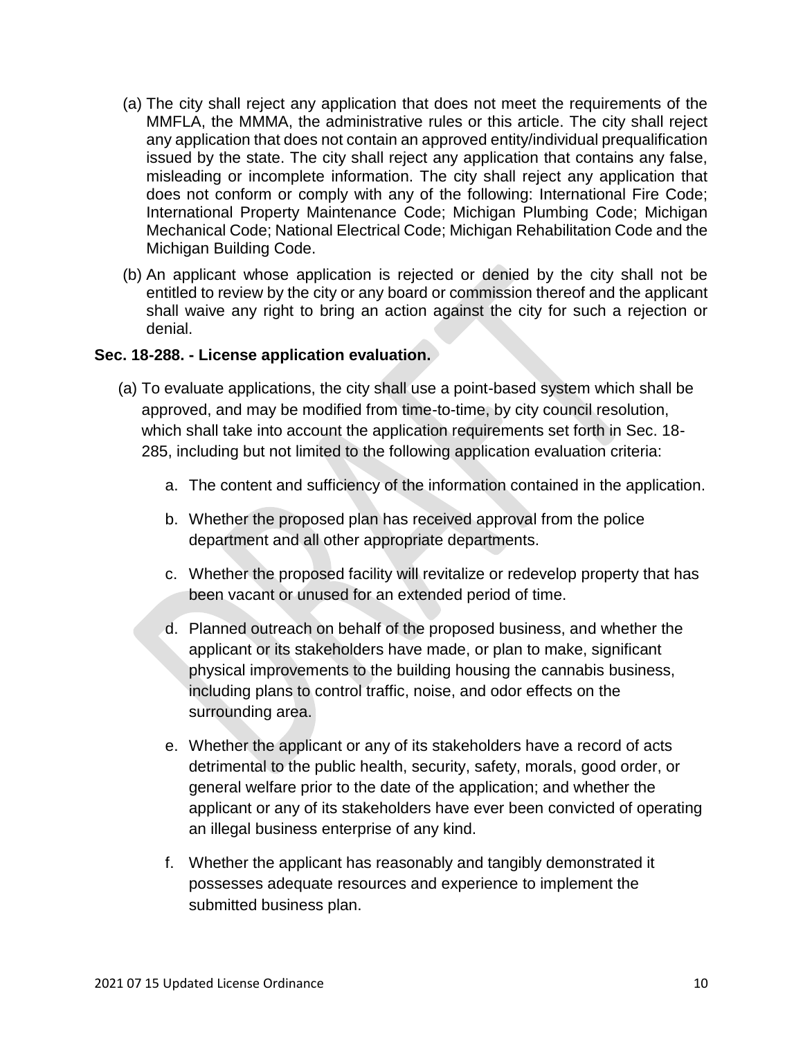(a) The city shall reject any application that does not meet the requirements of the MMFLA, the MMMA, the administrative rules or this article. The city shall reject any application that does not contain an approved entity/individual prequalification issued by the state. The city shall reject any application that contains any false, misleading or incomplete information. The city shall reject any application that does not conform or comply with any of the following: International Fire Code; International Property Maintenance Code; Michigan Plumbing Code; Michigan Mechanical Code; National Electrical Code; Michigan Rehabilitation Code and the Michigan Building Code.

(b) An applicant whose application is rejected or denied by the city shall not be entitled to review by the city or any board or commission thereof and the applicant shall waive any right to bring an action against the city for such a rejection or denial.

**Sec. 18-288. - License application evaluation.**

(a) To evaluate applications, the city shall use a point-based system which shall be approved, and may be modified from time-to-time, by city council resolution, which shall take into account the application requirements set forth in Sec. 18-285, including but not limited to the following application evaluation criteria:

a. The content and sufficiency of the information contained in the application.

b. Whether the proposed plan has received approval from the police department and all other appropriate departments.

c. Whether the proposed facility will revitalize or redevelop property that has been vacant or unused for an extended period of time.

d. Planned outreach on behalf of the proposed business, and whether the applicant or its stakeholders have made, or plan to make, significant physical improvements to the building housing the cannabis business, including plans to control traffic, noise, and odor effects on the surrounding area.

e. Whether the applicant or any of its stakeholders have a record of acts detrimental to the public health, security, safety, morals, good order, or general welfare prior to the date of the application; and whether the applicant or any of its stakeholders have ever been convicted of operating an illegal business enterprise of any kind.

f. Whether the applicant has reasonably and tangibly demonstrated it possesses adequate resources and experience to implement the submitted business plan.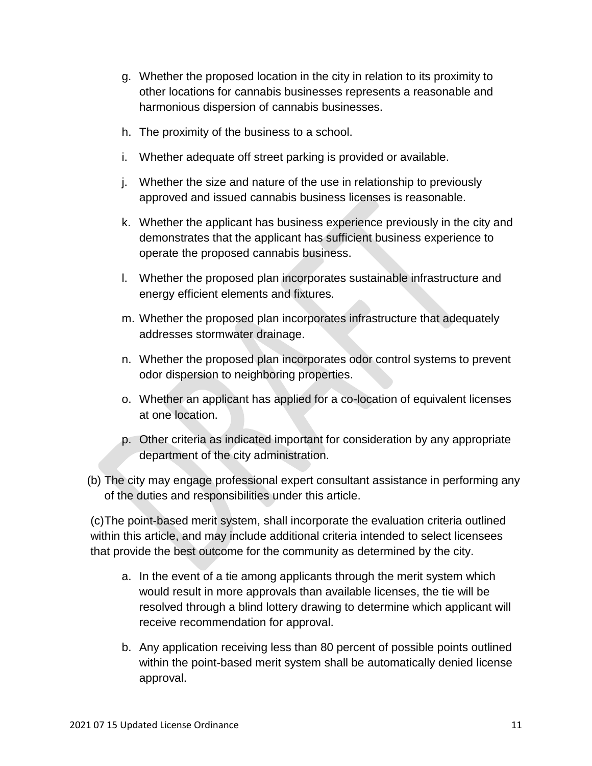g. Whether the proposed location in the city in relation to its proximity to other locations for cannabis businesses represents a reasonable and harmonious dispersion of cannabis businesses.

h. The proximity of the business to a school.

i. Whether adequate off street parking is provided or available.

j. Whether the size and nature of the use in relationship to previously approved and issued cannabis business licenses is reasonable.

k. Whether the applicant has business experience previously in the city and demonstrates that the applicant has sufficient business experience to operate the proposed cannabis business.

l. Whether the proposed plan incorporates sustainable infrastructure and energy efficient elements and fixtures.

m. Whether the proposed plan incorporates infrastructure that adequately addresses stormwater drainage.

n. Whether the proposed plan incorporates odor control systems to prevent odor dispersion to neighboring properties.

o. Whether an applicant has applied for a co-location of equivalent licenses at one location.

p. Other criteria as indicated important for consideration by any appropriate department of the city administration.

(b) The city may engage professional expert consultant assistance in performing any of the duties and responsibilities under this article.

(c) The point-based merit system, shall incorporate the evaluation criteria outlined within this article, and may include additional criteria intended to select licensees that provide the best outcome for the community as determined by the city.

a. In the event of a tie among applicants through the merit system which would result in more approvals than available licenses, the tie will be resolved through a blind lottery drawing to determine which applicant will receive recommendation for approval.

b. Any application receiving less than 80 percent of possible points outlined within the point-based merit system shall be automatically denied license approval.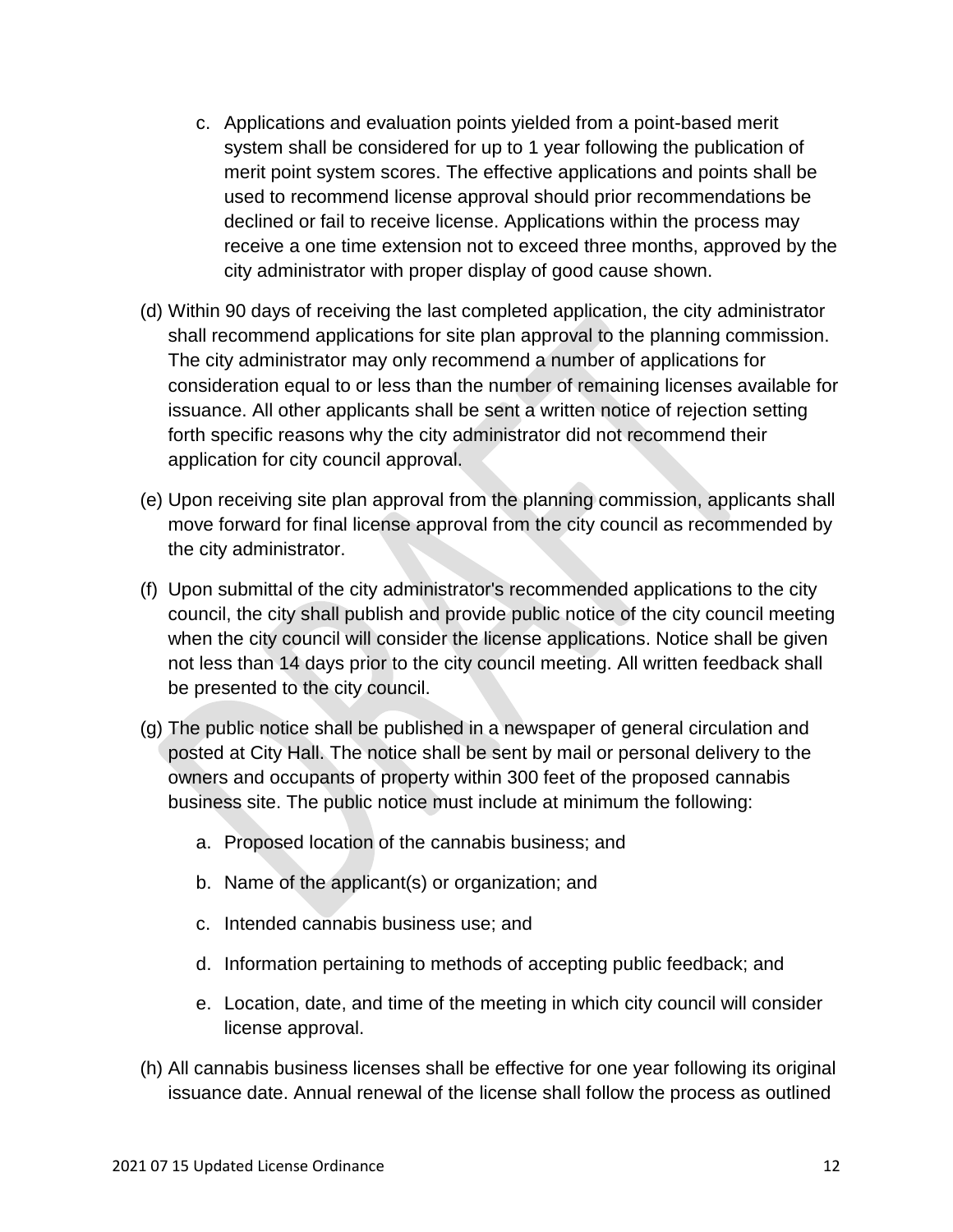c. Applications and evaluation points yielded from a point-based merit system shall be considered for up to 1 year following the publication of merit point system scores. The effective applications and points shall be used to recommend license approval should prior recommendations be declined or fail to receive license. Applications within the process may receive a one time extension not to exceed three months, approved by the city administrator with proper display of good cause shown.

(d) Within 90 days of receiving the last completed application, the city administrator shall recommend applications for site plan approval to the planning commission. The city administrator may only recommend a number of applications for consideration equal to or less than the number of remaining licenses available for issuance. All other applicants shall be sent a written notice of rejection setting forth specific reasons why the city administrator did not recommend their application for city council approval.

(e) Upon receiving site plan approval from the planning commission, applicants shall move forward for final license approval from the city council as recommended by the city administrator.

(f) Upon submittal of the city administrator's recommended applications to the city council, the city shall publish and provide public notice of the city council meeting when the city council will consider the license applications. Notice shall be given not less than 14 days prior to the city council meeting. All written feedback shall be presented to the city council.

(g) The public notice shall be published in a newspaper of general circulation and posted at City Hall. The notice shall be sent by mail or personal delivery to the owners and occupants of property within 300 feet of the proposed cannabis business site. The public notice must include at minimum the following:

a. Proposed location of the cannabis business; and

b. Name of the applicant(s) or organization; and

c. Intended cannabis business use; and

d. Information pertaining to methods of accepting public feedback; and

e. Location, date, and time of the meeting in which city council will consider license approval.

(h) All cannabis business licenses shall be effective for one year following its original issuance date. Annual renewal of the license shall follow the process as outlined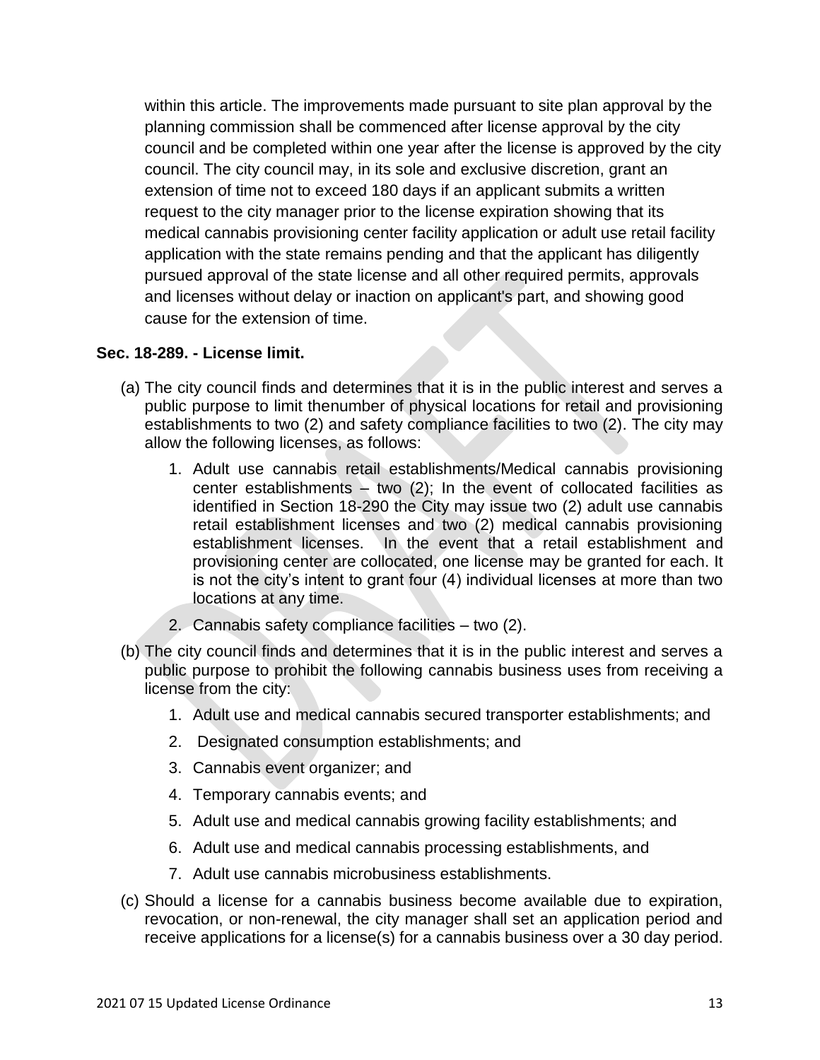within this article. The improvements made pursuant to site plan approval by the planning commission shall be commenced after license approval by the city council and be completed within one year after the license is approved by the city council. The city council may, in its sole and exclusive discretion, grant an extension of time not to exceed 180 days if an applicant submits a written request to the city manager prior to the license expiration showing that its medical cannabis provisioning center facility application or adult use retail facility application with the state remains pending and that the applicant has diligently pursued approval of the state license and all other required permits, approvals and licenses without delay or inaction on applicant's part, and showing good cause for the extension of time.

**Sec. 18-289. - License limit.**

(a) The city council finds and determines that it is in the public interest and serves a public purpose to limit thenumber of physical locations for retail and provisioning establishments to two (2) and safety compliance facilities to two (2). The city may allow the following licenses, as follows:

1. Adult use cannabis retail establishments/Medical cannabis provisioning center establishments – two (2); In the event of collocated facilities as identified in Section 18-290 the City may issue two (2) adult use cannabis retail establishment licenses and two (2) medical cannabis provisioning establishment licenses. In the event that a retail establishment and provisioning center are collocated, one license may be granted for each. It is not the city's intent to grant four (4) individual licenses at more than two locations at any time.
2. Cannabis safety compliance facilities – two (2).

(b) The city council finds and determines that it is in the public interest and serves a public purpose to prohibit the following cannabis business uses from receiving a license from the city:

1. Adult use and medical cannabis secured transporter establishments; and
2. Designated consumption establishments; and
3. Cannabis event organizer; and
4. Temporary cannabis events; and
5. Adult use and medical cannabis growing facility establishments; and
6. Adult use and medical cannabis processing establishments, and
7. Adult use cannabis microbusiness establishments.

(c) Should a license for a cannabis business become available due to expiration, revocation, or non-renewal, the city manager shall set an application period and receive applications for a license(s) for a cannabis business over a 30 day period.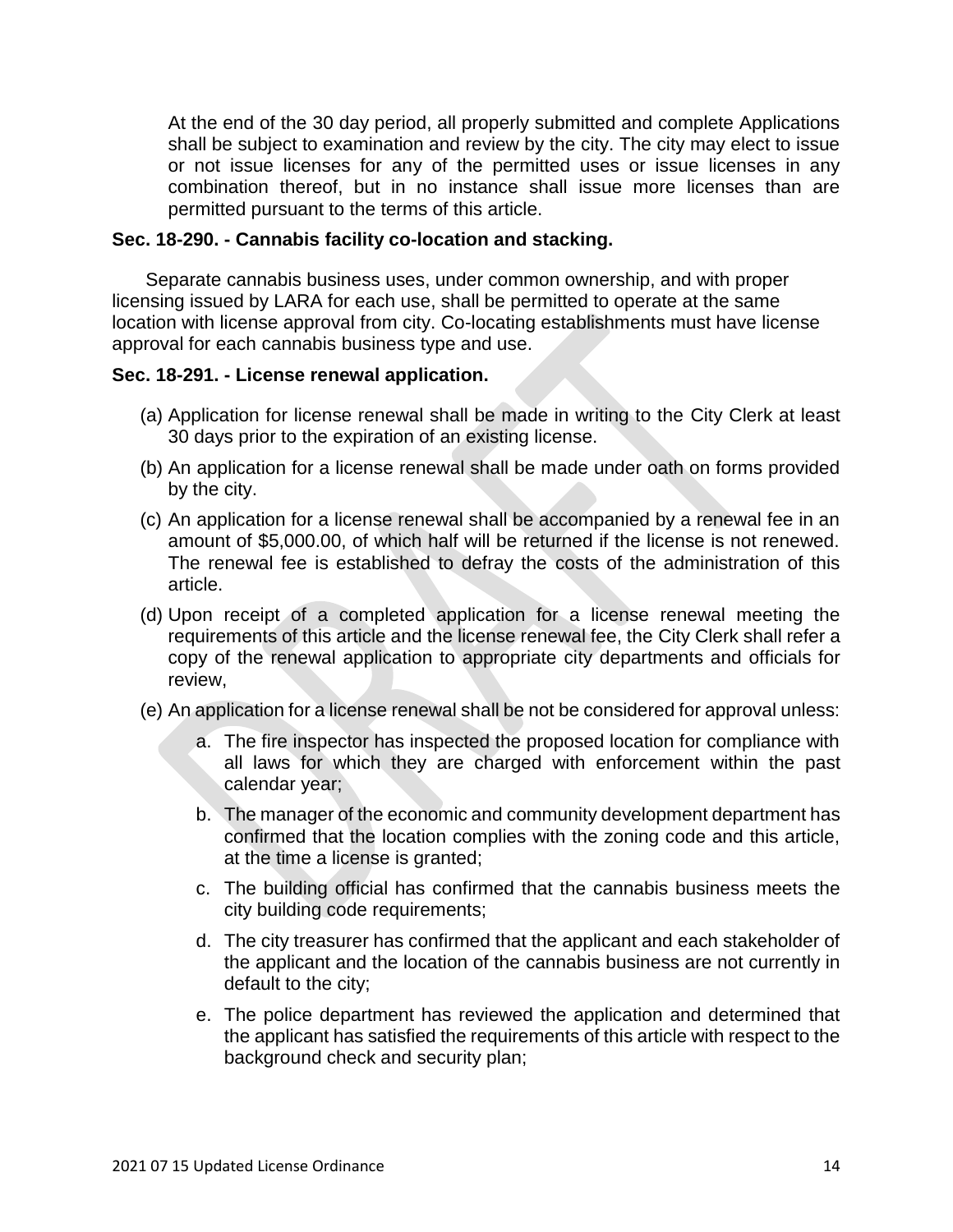At the end of the 30 day period, all properly submitted and complete Applications shall be subject to examination and review by the city. The city may elect to issue or not issue licenses for any of the permitted uses or issue licenses in any combination thereof, but in no instance shall issue more licenses than are permitted pursuant to the terms of this article.

**Sec. 18-290. - Cannabis facility co-location and stacking.**

Separate cannabis business uses, under common ownership, and with proper licensing issued by LARA for each use, shall be permitted to operate at the same location with license approval from city. Co-locating establishments must have license approval for each cannabis business type and use.

**Sec. 18-291. - License renewal application.**

(a) Application for license renewal shall be made in writing to the City Clerk at least 30 days prior to the expiration of an existing license.

(b) An application for a license renewal shall be made under oath on forms provided by the city.

(c) An application for a license renewal shall be accompanied by a renewal fee in an amount of $5,000.00, of which half will be returned if the license is not renewed. The renewal fee is established to defray the costs of the administration of this article.

(d) Upon receipt of a completed application for a license renewal meeting the requirements of this article and the license renewal fee, the City Clerk shall refer a copy of the renewal application to appropriate city departments and officials for review,

(e) An application for a license renewal shall be not be considered for approval unless:

   a. The fire inspector has inspected the proposed location for compliance with all laws for which they are charged with enforcement within the past calendar year;

   b. The manager of the economic and community development department has confirmed that the location complies with the zoning code and this article, at the time a license is granted;

   c. The building official has confirmed that the cannabis business meets the city building code requirements;

   d. The city treasurer has confirmed that the applicant and each stakeholder of the applicant and the location of the cannabis business are not currently in default to the city;

   e. The police department has reviewed the application and determined that the applicant has satisfied the requirements of this article with respect to the background check and security plan;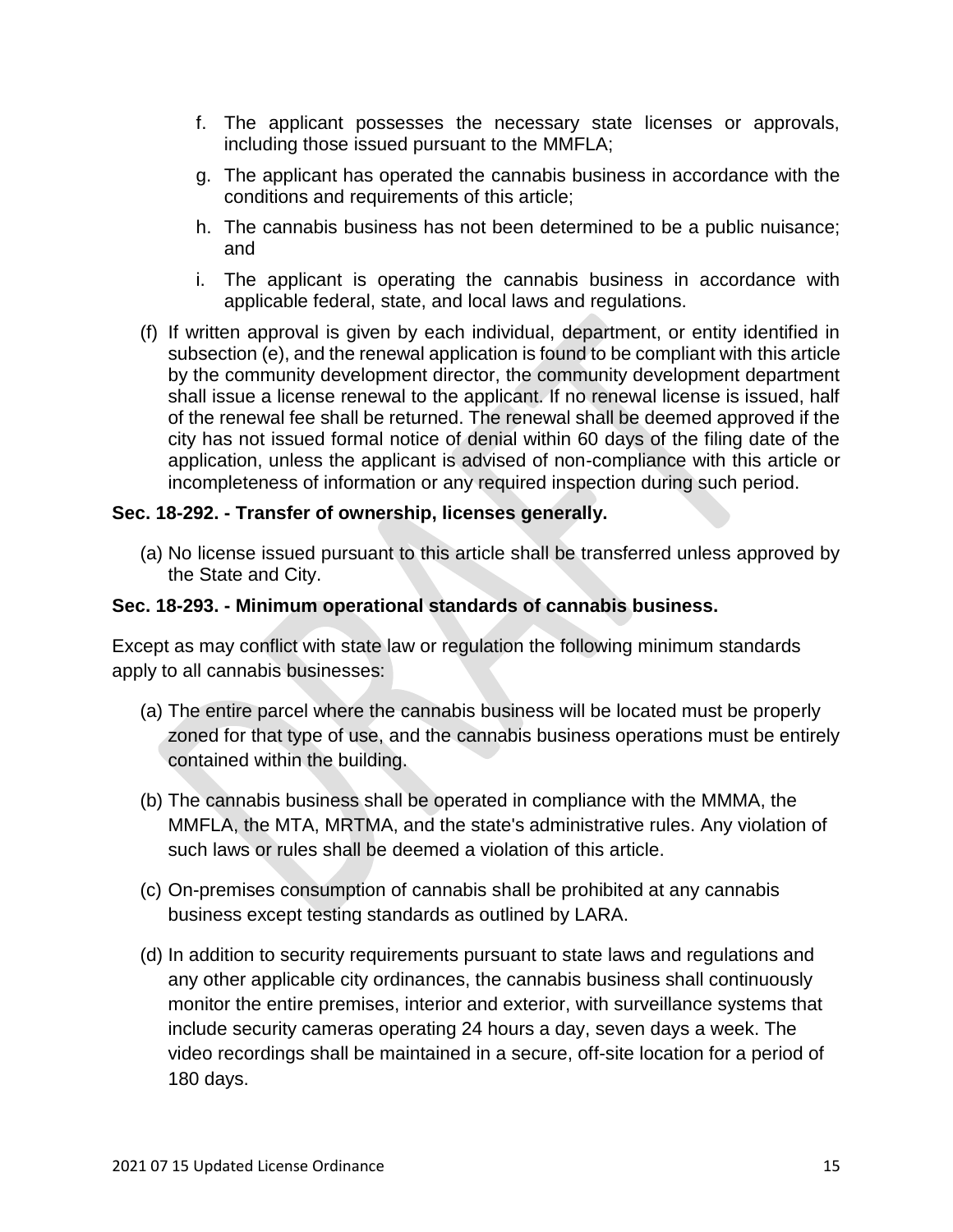f. The applicant possesses the necessary state licenses or approvals, including those issued pursuant to the MMFLA;

g. The applicant has operated the cannabis business in accordance with the conditions and requirements of this article;

h. The cannabis business has not been determined to be a public nuisance; and

i. The applicant is operating the cannabis business in accordance with applicable federal, state, and local laws and regulations.

(f) If written approval is given by each individual, department, or entity identified in subsection (e), and the renewal application is found to be compliant with this article by the community development director, the community development department shall issue a license renewal to the applicant. If no renewal license is issued, half of the renewal fee shall be returned. The renewal shall be deemed approved if the city has not issued formal notice of denial within 60 days of the filing date of the application, unless the applicant is advised of non-compliance with this article or incompleteness of information or any required inspection during such period.

**Sec. 18-292. - Transfer of ownership, licenses generally.**

(a) No license issued pursuant to this article shall be transferred unless approved by the State and City.

**Sec. 18-293. - Minimum operational standards of cannabis business.**

Except as may conflict with state law or regulation the following minimum standards apply to all cannabis businesses:

(a) The entire parcel where the cannabis business will be located must be properly zoned for that type of use, and the cannabis business operations must be entirely contained within the building.

(b) The cannabis business shall be operated in compliance with the MMMA, the MMFLA, the MTA, MRTMA, and the state's administrative rules. Any violation of such laws or rules shall be deemed a violation of this article.

(c) On-premises consumption of cannabis shall be prohibited at any cannabis business except testing standards as outlined by LARA.

(d) In addition to security requirements pursuant to state laws and regulations and any other applicable city ordinances, the cannabis business shall continuously monitor the entire premises, interior and exterior, with surveillance systems that include security cameras operating 24 hours a day, seven days a week. The video recordings shall be maintained in a secure, off-site location for a period of 180 days.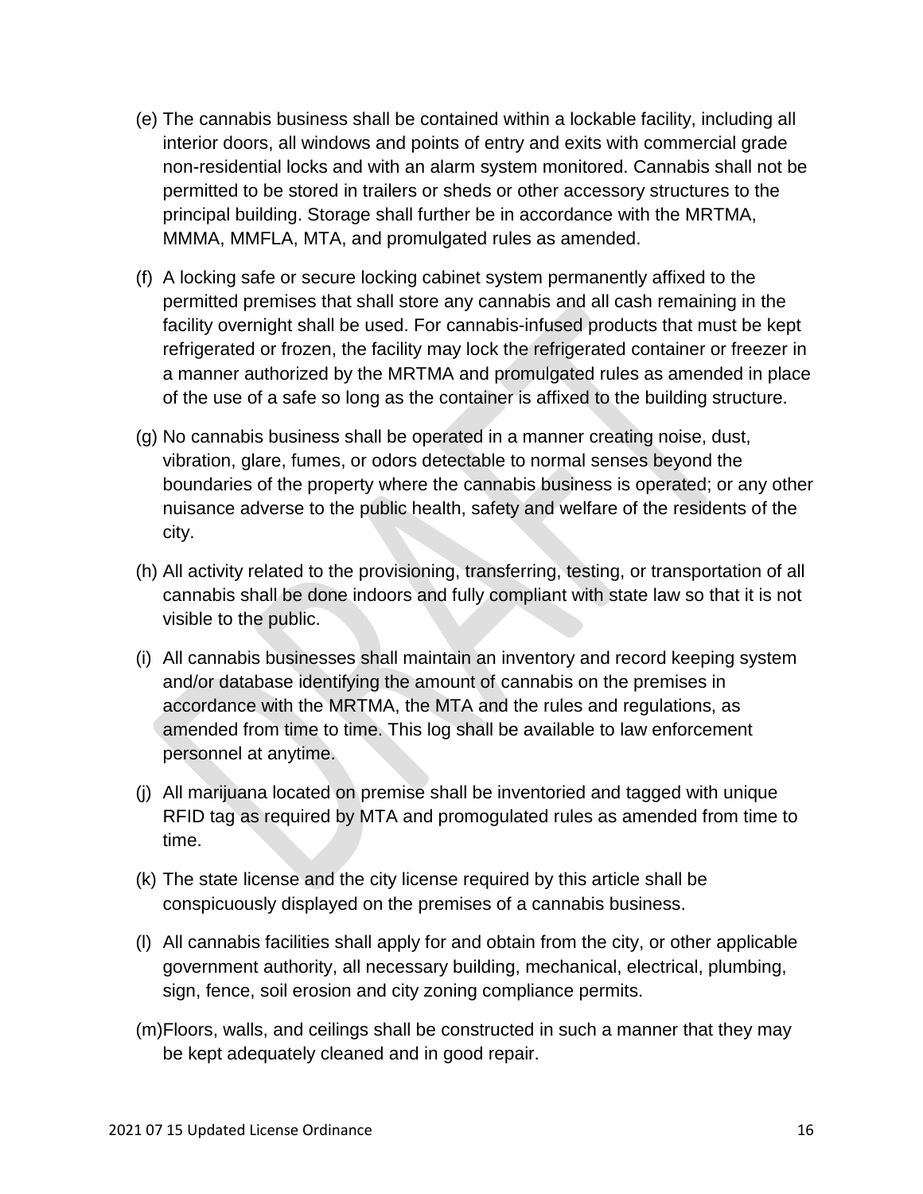(e) The cannabis business shall be contained within a lockable facility, including all interior doors, all windows and points of entry and exits with commercial grade non-residential locks and with an alarm system monitored. Cannabis shall not be permitted to be stored in trailers or sheds or other accessory structures to the principal building. Storage shall further be in accordance with the MRTMA, MMMA, MMFLA, MTA, and promulgated rules as amended.

(f) A locking safe or secure locking cabinet system permanently affixed to the permitted premises that shall store any cannabis and all cash remaining in the facility overnight shall be used. For cannabis-infused products that must be kept refrigerated or frozen, the facility may lock the refrigerated container or freezer in a manner authorized by the MRTMA and promulgated rules as amended in place of the use of a safe so long as the container is affixed to the building structure.

(g) No cannabis business shall be operated in a manner creating noise, dust, vibration, glare, fumes, or odors detectable to normal senses beyond the boundaries of the property where the cannabis business is operated; or any other nuisance adverse to the public health, safety and welfare of the residents of the city.

(h) All activity related to the provisioning, transferring, testing, or transportation of all cannabis shall be done indoors and fully compliant with state law so that it is not visible to the public.

(i) All cannabis businesses shall maintain an inventory and record keeping system and/or database identifying the amount of cannabis on the premises in accordance with the MRTMA, the MTA and the rules and regulations, as amended from time to time. This log shall be available to law enforcement personnel at anytime.

(j) All marijuana located on premise shall be inventoried and tagged with unique RFID tag as required by MTA and promogulated rules as amended from time to time.

(k) The state license and the city license required by this article shall be conspicuously displayed on the premises of a cannabis business.

(l) All cannabis facilities shall apply for and obtain from the city, or other applicable government authority, all necessary building, mechanical, electrical, plumbing, sign, fence, soil erosion and city zoning compliance permits.

(m) Floors, walls, and ceilings shall be constructed in such a manner that they may be kept adequately cleaned and in good repair.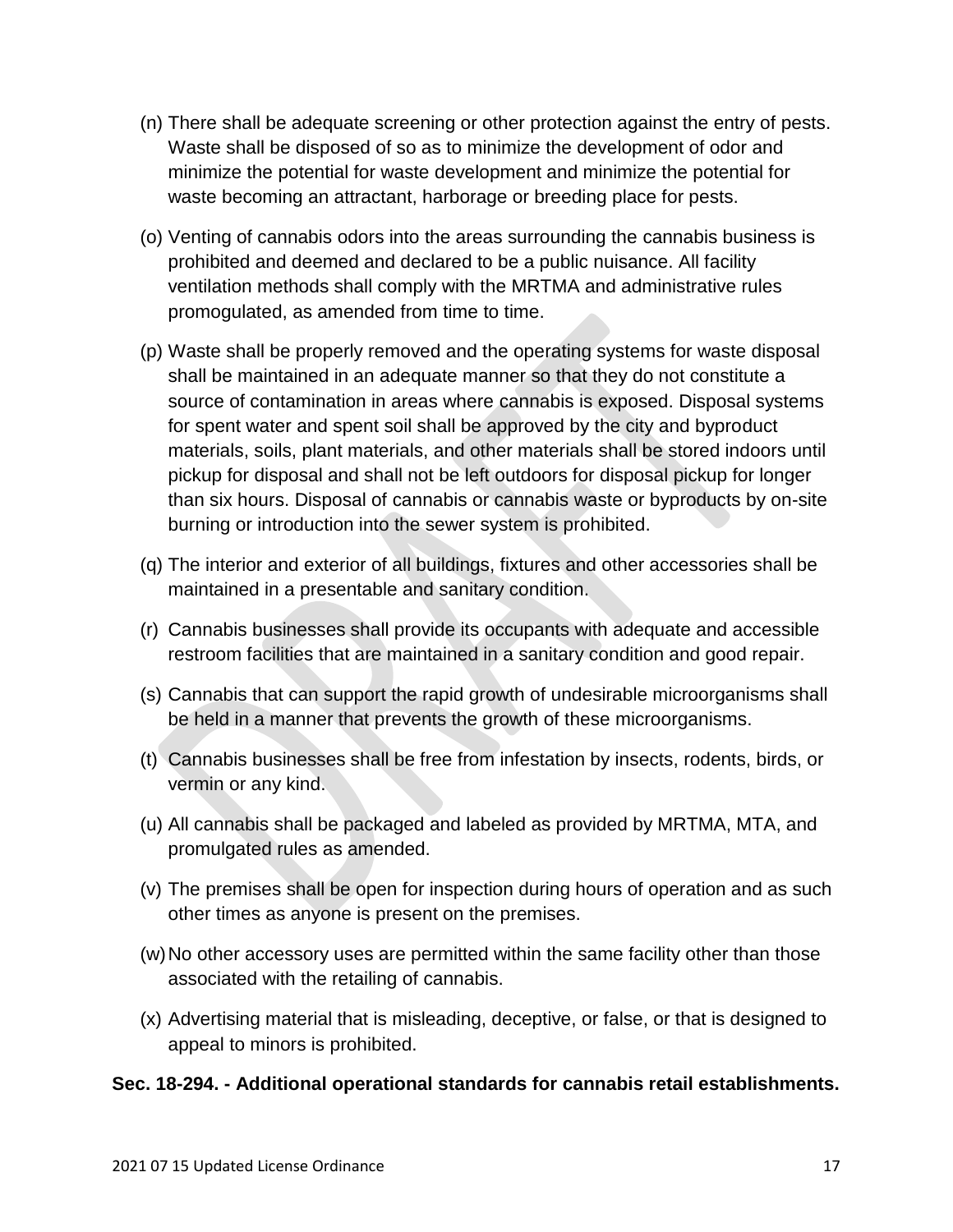(n) There shall be adequate screening or other protection against the entry of pests. Waste shall be disposed of so as to minimize the development of odor and minimize the potential for waste development and minimize the potential for waste becoming an attractant, harborage or breeding place for pests.

(o) Venting of cannabis odors into the areas surrounding the cannabis business is prohibited and deemed and declared to be a public nuisance. All facility ventilation methods shall comply with the MRTMA and administrative rules promulgated, as amended from time to time.

(p) Waste shall be properly removed and the operating systems for waste disposal shall be maintained in an adequate manner so that they do not constitute a source of contamination in areas where cannabis is exposed. Disposal systems for spent water and spent soil shall be approved by the city and byproduct materials, soils, plant materials, and other materials shall be stored indoors until pickup for disposal and shall not be left outdoors for disposal pickup for longer than six hours. Disposal of cannabis or cannabis waste or byproducts by on-site burning or introduction into the sewer system is prohibited.

(q) The interior and exterior of all buildings, fixtures and other accessories shall be maintained in a presentable and sanitary condition.

(r) Cannabis businesses shall provide its occupants with adequate and accessible restroom facilities that are maintained in a sanitary condition and good repair.

(s) Cannabis that can support the rapid growth of undesirable microorganisms shall be held in a manner that prevents the growth of these microorganisms.

(t) Cannabis businesses shall be free from infestation by insects, rodents, birds, or vermin or any kind.

(u) All cannabis shall be packaged and labeled as provided by MRTMA, MTA, and promulgated rules as amended.

(v) The premises shall be open for inspection during hours of operation and as such other times as anyone is present on the premises.

(w) No other accessory uses are permitted within the same facility other than those associated with the retailing of cannabis.

(x) Advertising material that is misleading, deceptive, or false, or that is designed to appeal to minors is prohibited.

**Sec. 18-294. - Additional operational standards for cannabis retail establishments.**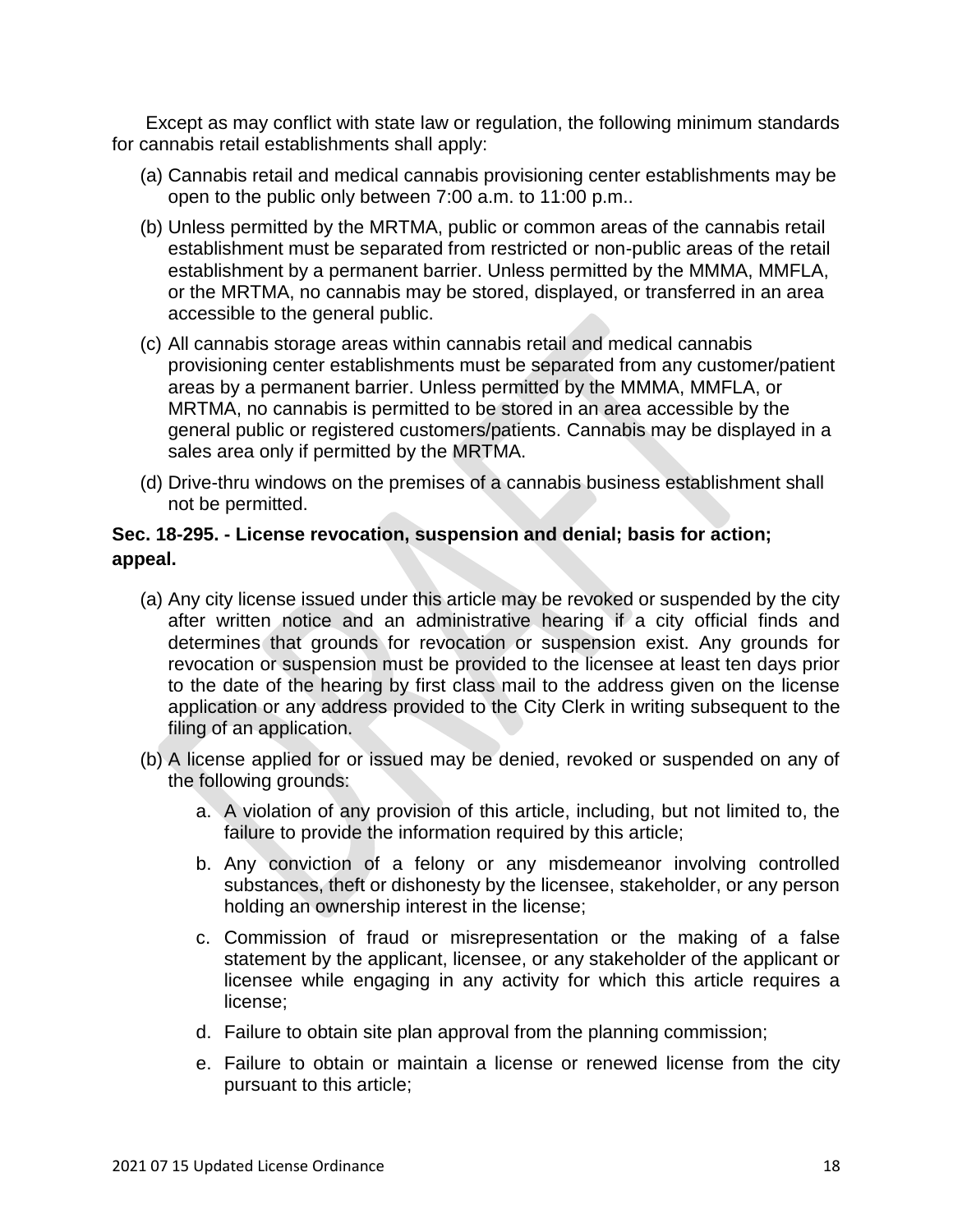Except as may conflict with state law or regulation, the following minimum standards for cannabis retail establishments shall apply:

(a) Cannabis retail and medical cannabis provisioning center establishments may be open to the public only between 7:00 a.m. to 11:00 p.m..

(b) Unless permitted by the MRTMA, public or common areas of the cannabis retail establishment must be separated from restricted or non-public areas of the retail establishment by a permanent barrier. Unless permitted by the MMMA, MMFLA, or the MRTMA, no cannabis may be stored, displayed, or transferred in an area accessible to the general public.

(c) All cannabis storage areas within cannabis retail and medical cannabis provisioning center establishments must be separated from any customer/patient areas by a permanent barrier. Unless permitted by the MMMA, MMFLA, or MRTMA, no cannabis is permitted to be stored in an area accessible by the general public or registered customers/patients. Cannabis may be displayed in a sales area only if permitted by the MRTMA.

(d) Drive-thru windows on the premises of a cannabis business establishment shall not be permitted.

### Sec. 18-295. - License revocation, suspension and denial; basis for action; appeal.

(a) Any city license issued under this article may be revoked or suspended by the city after written notice and an administrative hearing if a city official finds and determines that grounds for revocation or suspension exist. Any grounds for revocation or suspension must be provided to the licensee at least ten days prior to the date of the hearing by first class mail to the address given on the license application or any address provided to the City Clerk in writing subsequent to the filing of an application.

(b) A license applied for or issued may be denied, revoked or suspended on any of the following grounds:

   a. A violation of any provision of this article, including, but not limited to, the failure to provide the information required by this article;

   b. Any conviction of a felony or any misdemeanor involving controlled substances, theft or dishonesty by the licensee, stakeholder, or any person holding an ownership interest in the license;

   c. Commission of fraud or misrepresentation or the making of a false statement by the applicant, licensee, or any stakeholder of the applicant or licensee while engaging in any activity for which this article requires a license;

   d. Failure to obtain site plan approval from the planning commission;

   e. Failure to obtain or maintain a license or renewed license from the city pursuant to this article;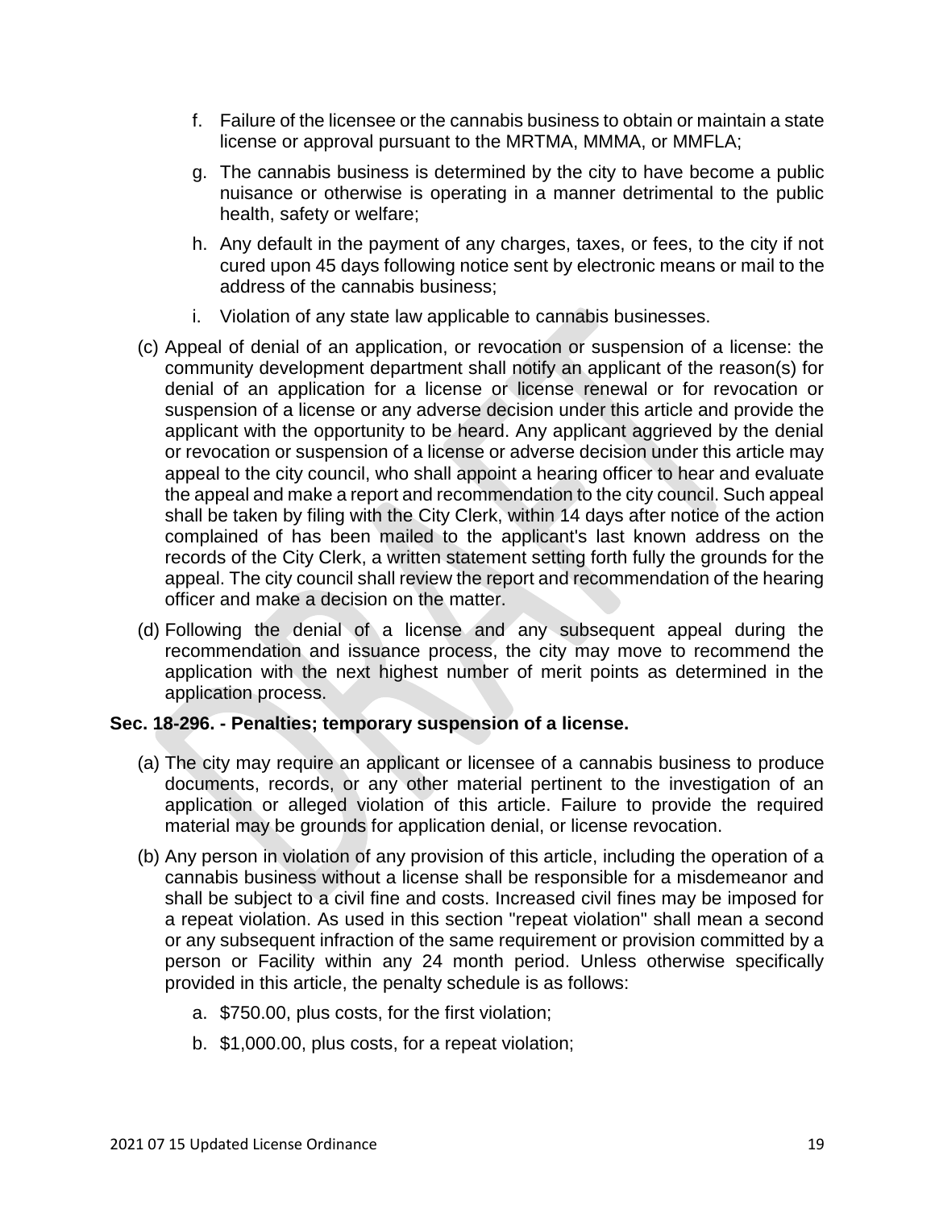f. Failure of the licensee or the cannabis business to obtain or maintain a state license or approval pursuant to the MRTMA, MMMA, or MMFLA;

g. The cannabis business is determined by the city to have become a public nuisance or otherwise is operating in a manner detrimental to the public health, safety or welfare;

h. Any default in the payment of any charges, taxes, or fees, to the city if not cured upon 45 days following notice sent by electronic means or mail to the address of the cannabis business;

i. Violation of any state law applicable to cannabis businesses.

(c) Appeal of denial of an application, or revocation or suspension of a license: the community development department shall notify an applicant of the reason(s) for denial of an application for a license or license renewal or for revocation or suspension of a license or any adverse decision under this article and provide the applicant with the opportunity to be heard. Any applicant aggrieved by the denial or revocation or suspension of a license or adverse decision under this article may appeal to the city council, who shall appoint a hearing officer to hear and evaluate the appeal and make a report and recommendation to the city council. Such appeal shall be taken by filing with the City Clerk, within 14 days after notice of the action complained of has been mailed to the applicant's last known address on the records of the City Clerk, a written statement setting forth fully the grounds for the appeal. The city council shall review the report and recommendation of the hearing officer and make a decision on the matter.

(d) Following the denial of a license and any subsequent appeal during the recommendation and issuance process, the city may move to recommend the application with the next highest number of merit points as determined in the application process.

**Sec. 18-296. - Penalties; temporary suspension of a license.**

(a) The city may require an applicant or licensee of a cannabis business to produce documents, records, or any other material pertinent to the investigation of an application or alleged violation of this article. Failure to provide the required material may be grounds for application denial, or license revocation.

(b) Any person in violation of any provision of this article, including the operation of a cannabis business without a license shall be responsible for a misdemeanor and shall be subject to a civil fine and costs. Increased civil fines may be imposed for a repeat violation. As used in this section "repeat violation" shall mean a second or any subsequent infraction of the same requirement or provision committed by a person or Facility within any 24 month period. Unless otherwise specifically provided in this article, the penalty schedule is as follows:

a. $750.00, plus costs, for the first violation;

b. $1,000.00, plus costs, for a repeat violation;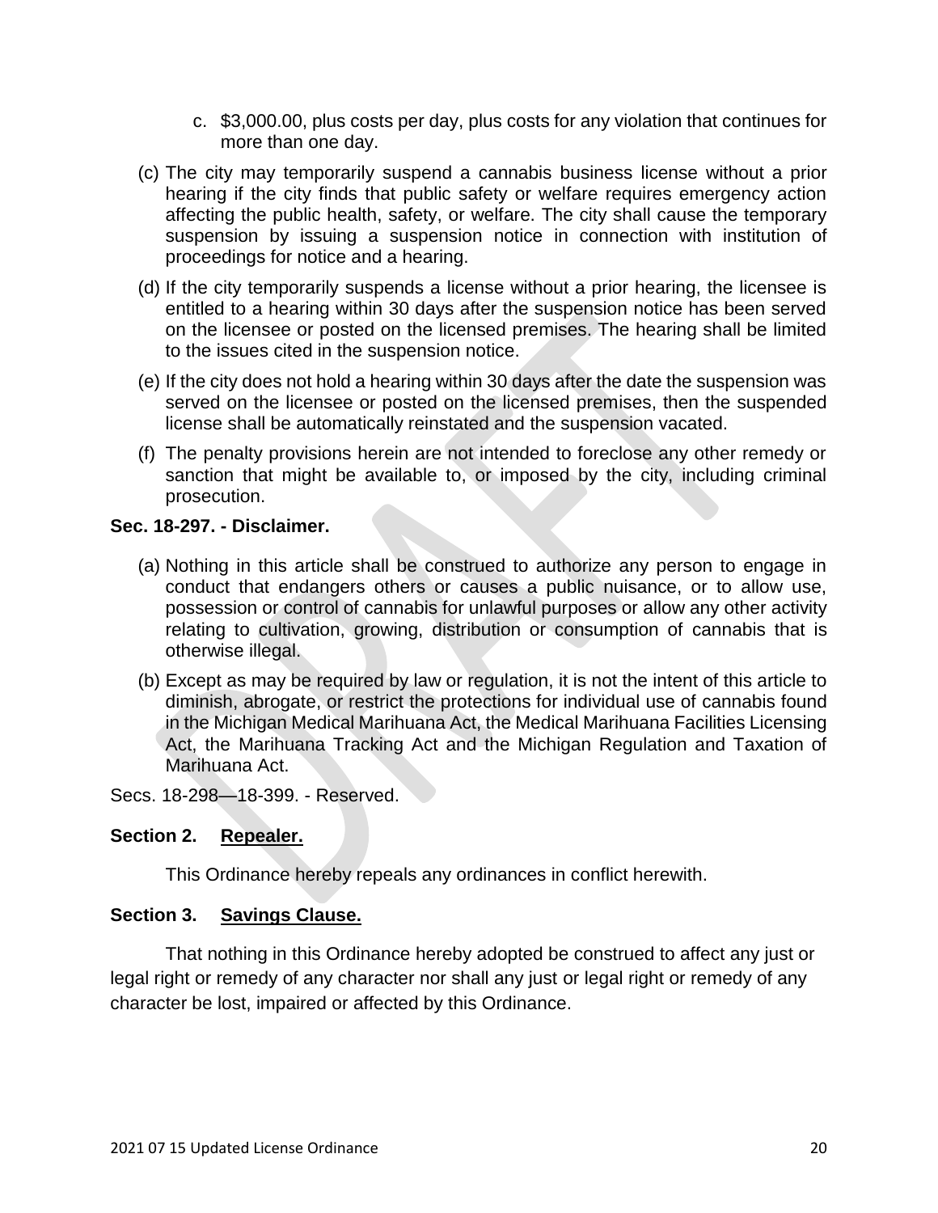c. $3,000.00, plus costs per day, plus costs for any violation that continues for more than one day.

(c) The city may temporarily suspend a cannabis business license without a prior hearing if the city finds that public safety or welfare requires emergency action affecting the public health, safety, or welfare. The city shall cause the temporary suspension by issuing a suspension notice in connection with institution of proceedings for notice and a hearing.

(d) If the city temporarily suspends a license without a prior hearing, the licensee is entitled to a hearing within 30 days after the suspension notice has been served on the licensee or posted on the licensed premises. The hearing shall be limited to the issues cited in the suspension notice.

(e) If the city does not hold a hearing within 30 days after the date the suspension was served on the licensee or posted on the licensed premises, then the suspended license shall be automatically reinstated and the suspension vacated.

(f) The penalty provisions herein are not intended to foreclose any other remedy or sanction that might be available to, or imposed by the city, including criminal prosecution.

**Sec. 18-297. - Disclaimer.**

(a) Nothing in this article shall be construed to authorize any person to engage in conduct that endangers others or causes a public nuisance, or to allow use, possession or control of cannabis for unlawful purposes or allow any other activity relating to cultivation, growing, distribution or consumption of cannabis that is otherwise illegal.

(b) Except as may be required by law or regulation, it is not the intent of this article to diminish, abrogate, or restrict the protections for individual use of cannabis found in the Michigan Medical Marihuana Act, the Medical Marihuana Facilities Licensing Act, the Marihuana Tracking Act and the Michigan Regulation and Taxation of Marihuana Act.

Secs. 18-298—18-399. - Reserved.

**Section 2. Repealer.**

This Ordinance hereby repeals any ordinances in conflict herewith.

**Section 3. Savings Clause.**

That nothing in this Ordinance hereby adopted be construed to affect any just or legal right or remedy of any character nor shall any just or legal right or remedy of any character be lost, impaired or affected by this Ordinance.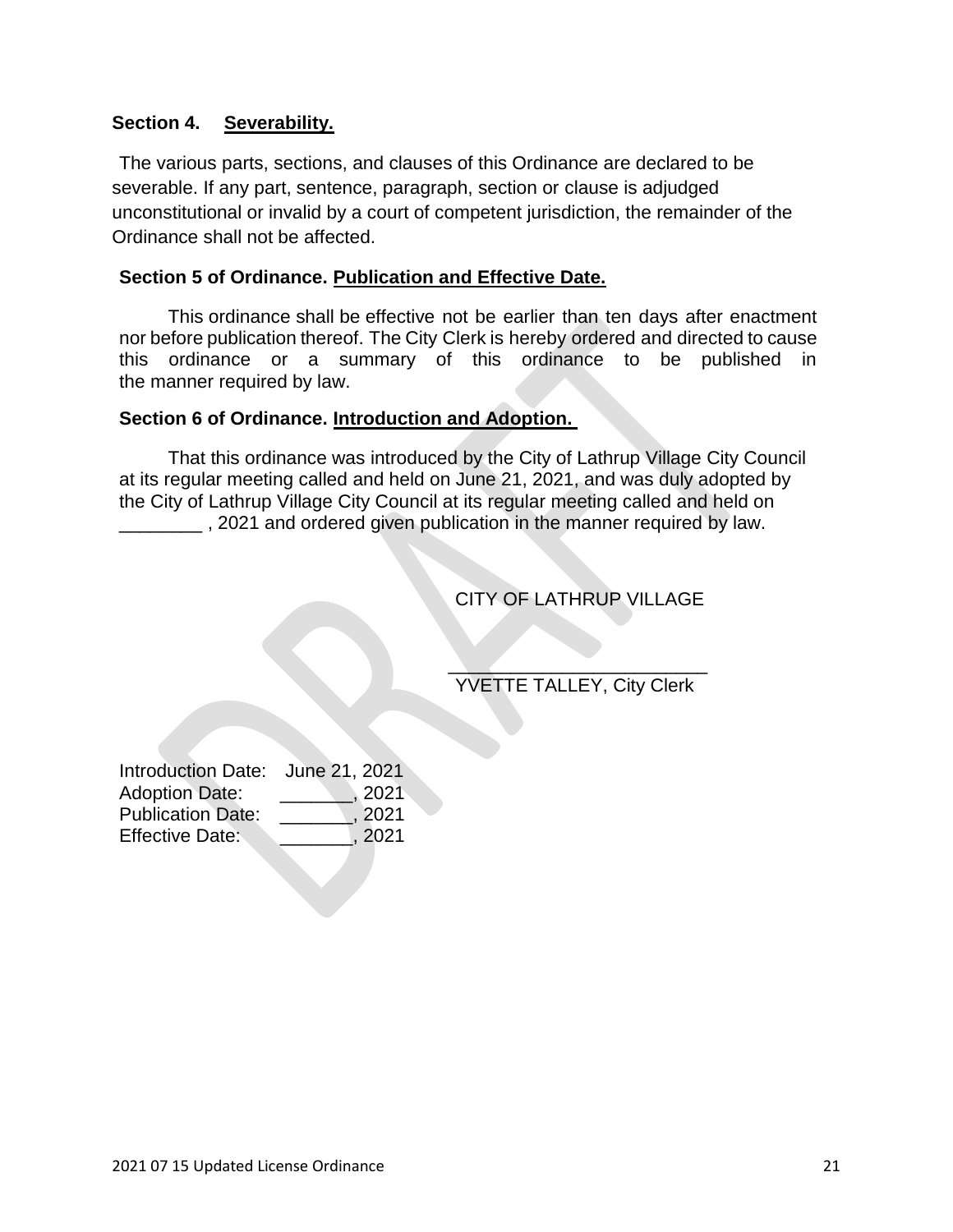**Section 4. Severability.**

The various parts, sections, and clauses of this Ordinance are declared to be severable. If any part, sentence, paragraph, section or clause is adjudged unconstitutional or invalid by a court of competent jurisdiction, the remainder of the Ordinance shall not be affected.

**Section 5 of Ordinance. Publication and Effective Date.**

This ordinance shall be effective not be earlier than ten days after enactment nor before publication thereof. The City Clerk is hereby ordered and directed to cause this ordinance or a summary of this ordinance to be published in the manner required by law.

**Section 6 of Ordinance. Introduction and Adoption.**

That this ordinance was introduced by the City of Lathrup Village City Council at its regular meeting called and held on June 21, 2021, and was duly adopted by the City of Lathrup Village City Council at its regular meeting called and held on ________ , 2021 and ordered given publication in the manner required by law.

CITY OF LATHRUP VILLAGE

_________________________
YVETTE TALLEY, City Clerk

Introduction Date: June 21, 2021
Adoption Date: _______, 2021
Publication Date: _______, 2021
Effective Date: _______, 2021